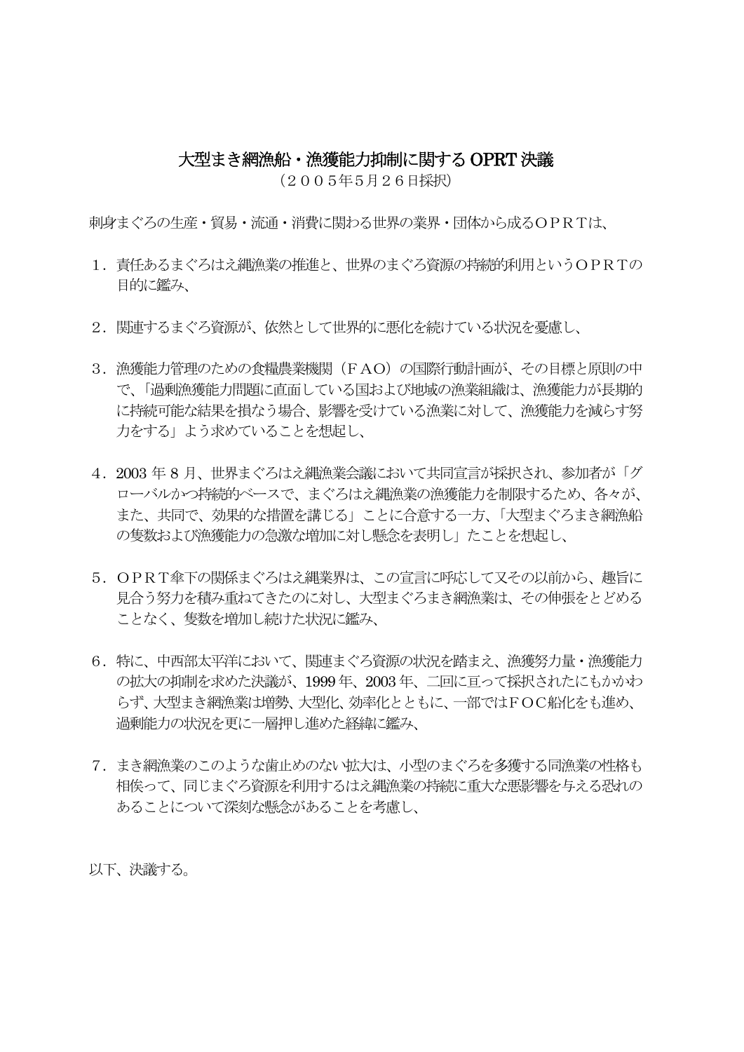# 大型まき網漁船・漁獲能力抑制に関する OPRT 決議

（２００５年５月２６日採択）

刺身まぐろの生産・貿易・流通・消費に関わる世界の業界・団体から成るＯＰＲＴは、

１．責任あるまぐろはえ縄漁業の推進と、世界のまぐろ資源の持続的利用というＯＰＲＴの目的に鑑み、

２．関連するまぐろ資源が、依然として世界的に悪化を続けている状況を憂慮し、

３．漁獲能力管理のための食糧農業機関（ＦＡＯ）の国際行動計画が、その目標と原則の中で、「過剰漁獲能力問題に直面している国および地域の漁業組織は、漁獲能力が長期的に持続可能な結果を損なう場合、影響を受けている漁業に対して、漁獲能力を減らす努力をする」よう求めていることを想起し、

４．2003 年 8 月、世界まぐろはえ縄漁業会議において共同宣言が採択され、参加者が「グローバルかつ持続的ベースで、まぐろはえ縄漁業の漁獲能力を制限するため、各々が、また、共同で、効果的な措置を講じる」ことに合意する一方、「大型まぐろまき網漁船の隻数および漁獲能力の急激な増加に対し懸念を表明し」たことを想起し、

５．ＯＰＲＴ傘下の関係まぐろはえ縄業界は、この宣言に呼応して又その以前から、趣旨に見合う努力を積み重ねてきたのに対し、大型まぐろまき網漁業は、その伸張をとどめることなく、隻数を増加し続けた状況に鑑み、

６．特に、中西部太平洋において、関連まぐろ資源の状況を踏まえ、漁獲努力量・漁獲能力の拡大の抑制を求めた決議が、1999 年、2003 年、二回に亘って採択されたにもかかわらず、大型まき網漁業は増勢、大型化、効率化とともに、一部ではＦＯＣ船化をも進め、過剰能力の状況を更に一層押し進めた経緯に鑑み、

７．まき網漁業のこのような歯止めのない拡大は、小型のまぐろを多獲する同漁業の性格も相俟って、同じまぐろ資源を利用するはえ縄漁業の持続に重大な悪影響を与える恐れのあることについて深刻な懸念があることを考慮し、

以下、決議する。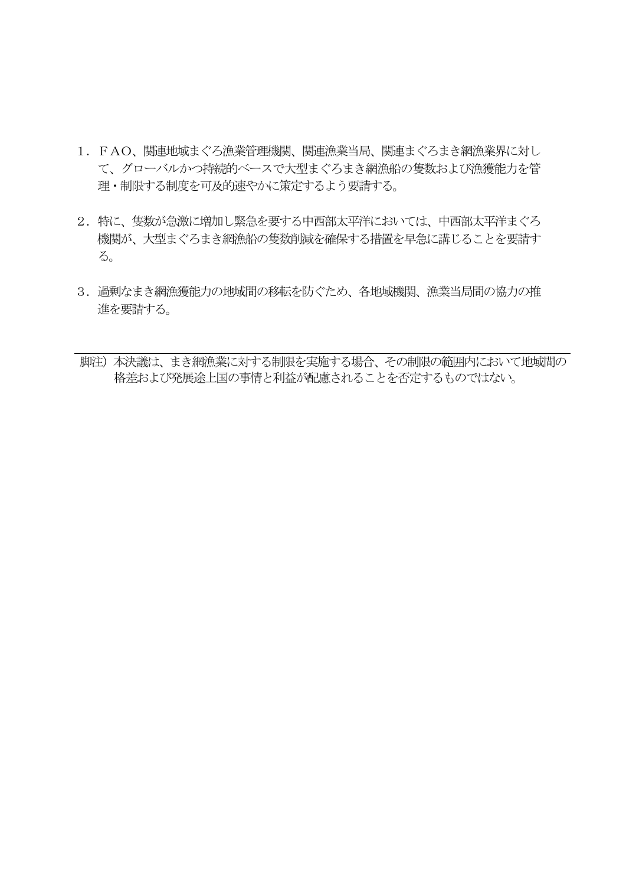1．ＦＡＯ、関連地域まぐろ漁業管理機関、関連漁業当局、関連まぐろまき網漁業界に対して、グローバルかつ持続的ベースで大型まぐろまき網漁船の隻数および漁獲能力を管理・制限する制度を可及的速やかに策定するよう要請する。

2．特に、隻数が急激に増加し緊急を要する中西部太平洋においては、中西部太平洋まぐろ機関が、大型まぐろまき網漁船の隻数削減を確保する措置を早急に講じることを要請する。

3．過剰なまき網漁獲能力の地域間の移転を防ぐため、各地域機関、漁業当局間の協力の推進を要請する。

---

脚注）本決議は、まき網漁業に対する制限を実施する場合、その制限の範囲内において地域間の格差および発展途上国の事情と利益が配慮されることを否定するものではない。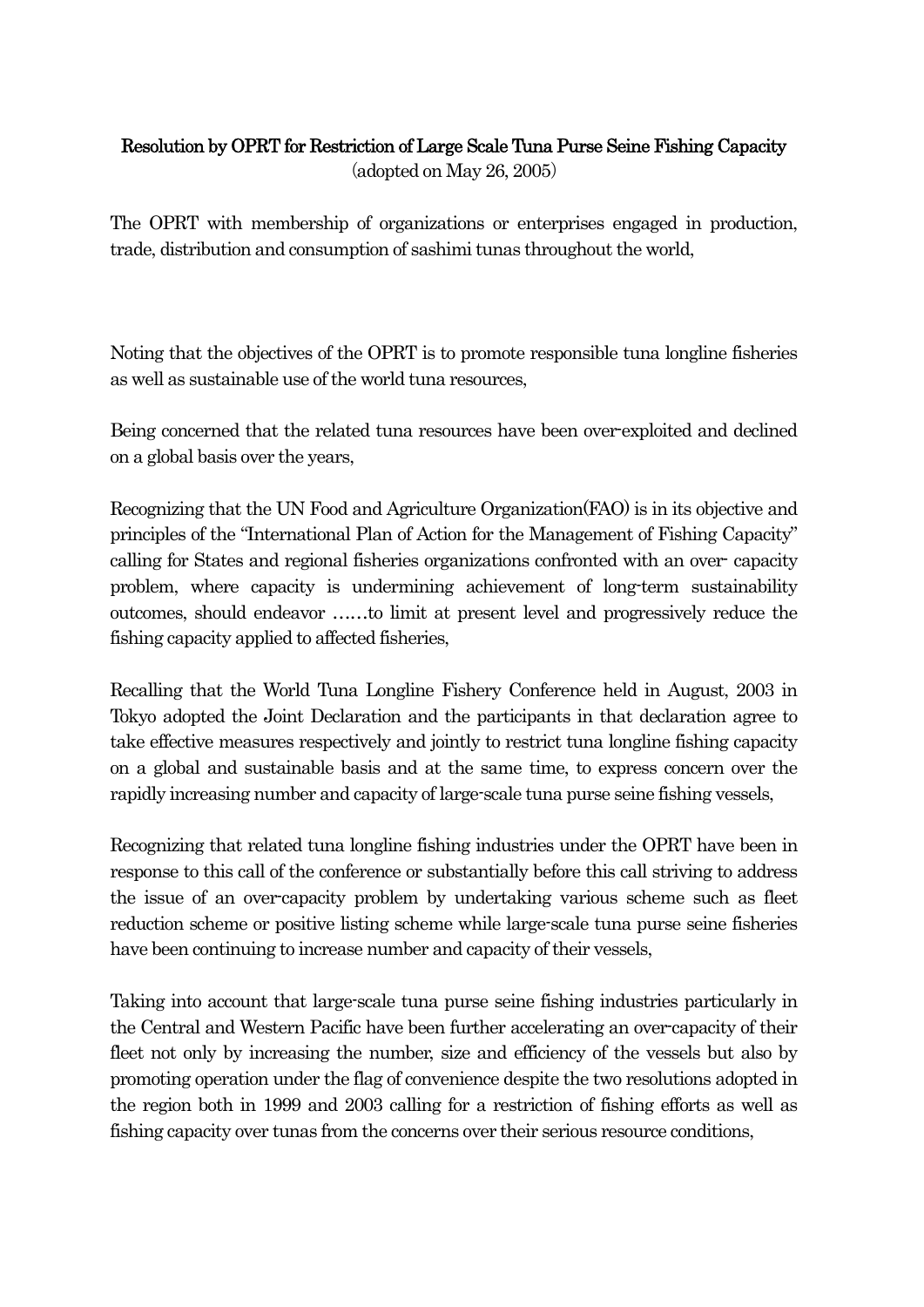**Resolution by OPRT for Restriction of Large Scale Tuna Purse Seine Fishing Capacity**
(adopted on May 26, 2005)

The OPRT with membership of organizations or enterprises engaged in production, trade, distribution and consumption of sashimi tunas throughout the world,

Noting that the objectives of the OPRT is to promote responsible tuna longline fisheries as well as sustainable use of the world tuna resources,

Being concerned that the related tuna resources have been over-exploited and declined on a global basis over the years,

Recognizing that the UN Food and Agriculture Organization(FAO) is in its objective and principles of the "International Plan of Action for the Management of Fishing Capacity" calling for States and regional fisheries organizations confronted with an over- capacity problem, where capacity is undermining achievement of long-term sustainability outcomes, should endeavor ……to limit at present level and progressively reduce the fishing capacity applied to affected fisheries,

Recalling that the World Tuna Longline Fishery Conference held in August, 2003 in Tokyo adopted the Joint Declaration and the participants in that declaration agree to take effective measures respectively and jointly to restrict tuna longline fishing capacity on a global and sustainable basis and at the same time, to express concern over the rapidly increasing number and capacity of large-scale tuna purse seine fishing vessels,

Recognizing that related tuna longline fishing industries under the OPRT have been in response to this call of the conference or substantially before this call striving to address the issue of an over-capacity problem by undertaking various scheme such as fleet reduction scheme or positive listing scheme while large-scale tuna purse seine fisheries have been continuing to increase number and capacity of their vessels,

Taking into account that large-scale tuna purse seine fishing industries particularly in the Central and Western Pacific have been further accelerating an over-capacity of their fleet not only by increasing the number, size and efficiency of the vessels but also by promoting operation under the flag of convenience despite the two resolutions adopted in the region both in 1999 and 2003 calling for a restriction of fishing efforts as well as fishing capacity over tunas from the concerns over their serious resource conditions,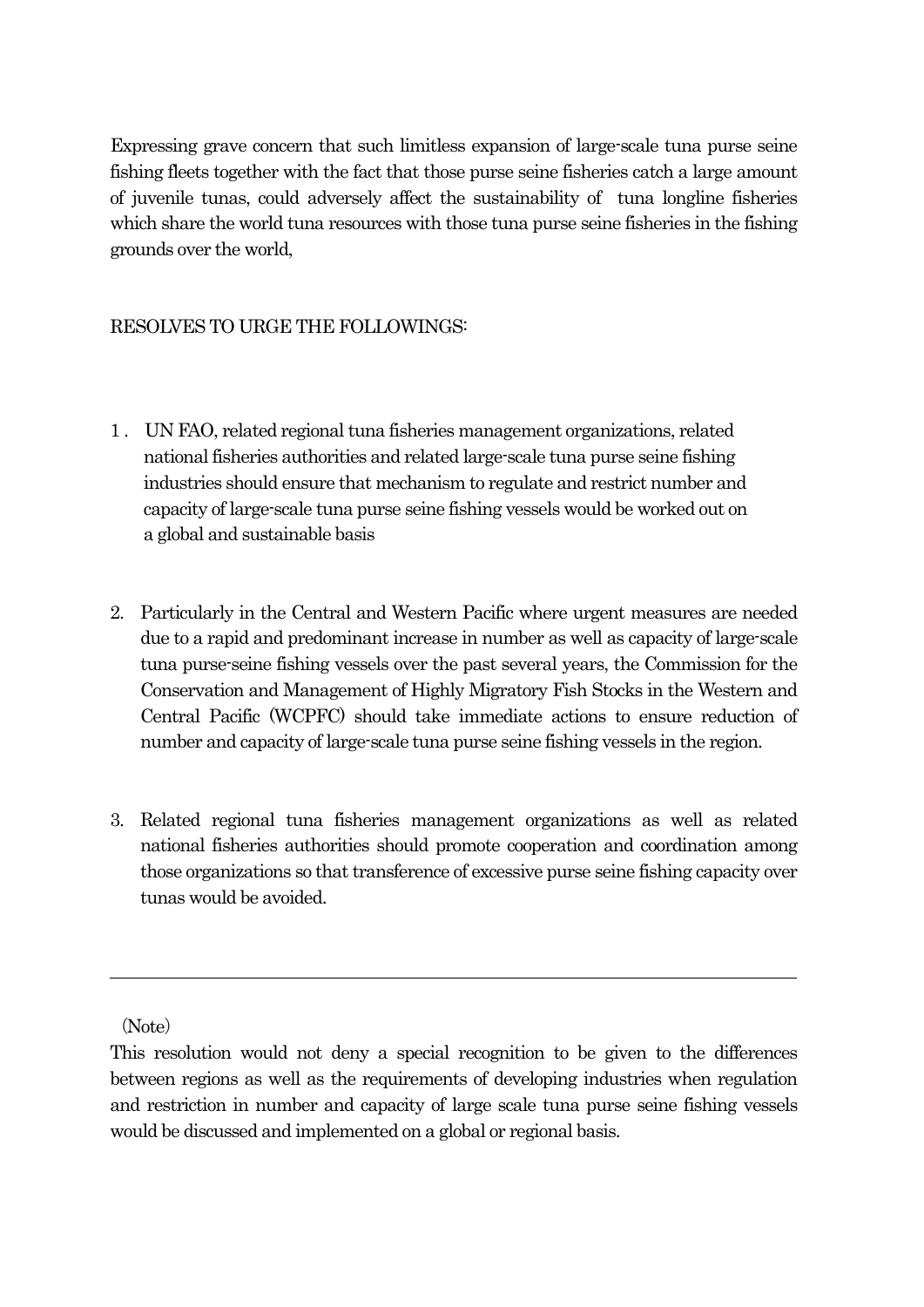Expressing grave concern that such limitless expansion of large-scale tuna purse seine fishing fleets together with the fact that those purse seine fisheries catch a large amount of juvenile tunas, could adversely affect the sustainability of tuna longline fisheries which share the world tuna resources with those tuna purse seine fisheries in the fishing grounds over the world,

RESOLVES TO URGE THE FOLLOWINGS:

1. UN FAO, related regional tuna fisheries management organizations, related national fisheries authorities and related large-scale tuna purse seine fishing industries should ensure that mechanism to regulate and restrict number and capacity of large-scale tuna purse seine fishing vessels would be worked out on a global and sustainable basis

2. Particularly in the Central and Western Pacific where urgent measures are needed due to a rapid and predominant increase in number as well as capacity of large-scale tuna purse-seine fishing vessels over the past several years, the Commission for the Conservation and Management of Highly Migratory Fish Stocks in the Western and Central Pacific (WCPFC) should take immediate actions to ensure reduction of number and capacity of large-scale tuna purse seine fishing vessels in the region.

3. Related regional tuna fisheries management organizations as well as related national fisheries authorities should promote cooperation and coordination among those organizations so that transference of excessive purse seine fishing capacity over tunas would be avoided.

---

(Note)

This resolution would not deny a special recognition to be given to the differences between regions as well as the requirements of developing industries when regulation and restriction in number and capacity of large scale tuna purse seine fishing vessels would be discussed and implemented on a global or regional basis.